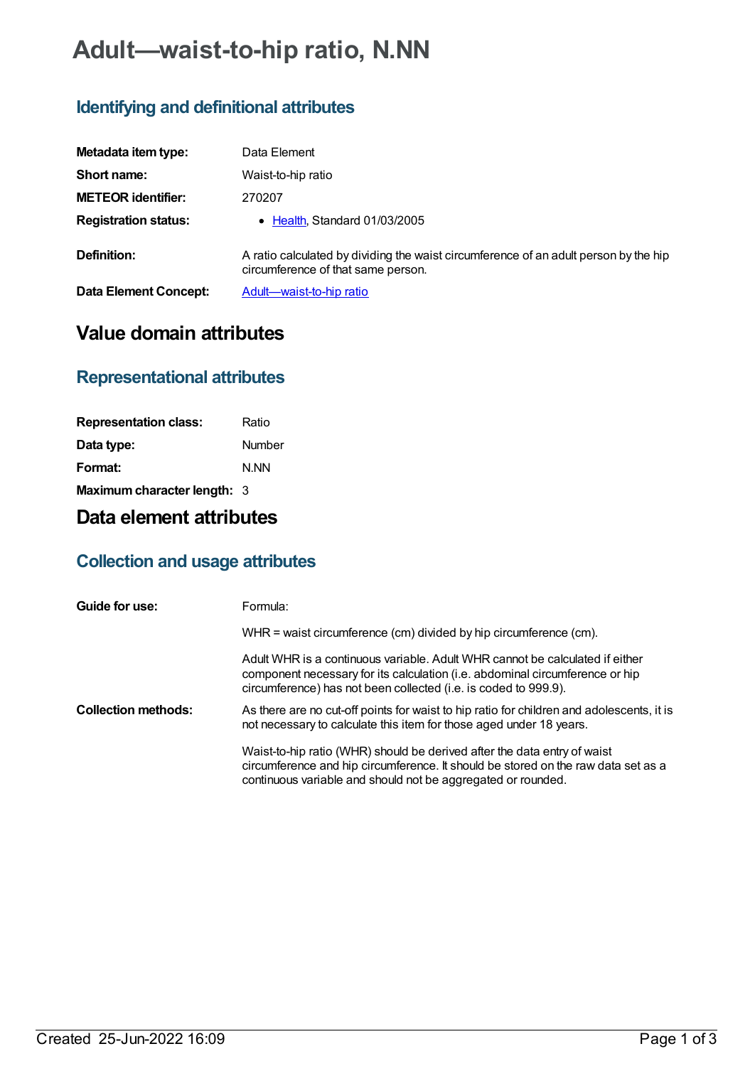# Adult—waist-to-hip ratio, N.NN

## Identifying and definitional attributes

| | |
|---|---|
| **Metadata item type:** | Data Element |
| **Short name:** | Waist-to-hip ratio |
| **METEOR identifier:** | 270207 |
| **Registration status:** | • Health, Standard 01/03/2005 |
| **Definition:** | A ratio calculated by dividing the waist circumference of an adult person by the hip circumference of that same person. |
| **Data Element Concept:** | Adult—waist-to-hip ratio |

# Value domain attributes

## Representational attributes

| | |
|---|---|
| **Representation class:** | Ratio |
| **Data type:** | Number |
| **Format:** | N.NN |
| **Maximum character length:** | 3 |

# Data element attributes

## Collection and usage attributes

**Guide for use:**

Formula:

WHR = waist circumference (cm) divided by hip circumference (cm).

Adult WHR is a continuous variable. Adult WHR cannot be calculated if either component necessary for its calculation (i.e. abdominal circumference or hip circumference) has not been collected (i.e. is coded to 999.9).

**Collection methods:**

As there are no cut-off points for waist to hip ratio for children and adolescents, it is not necessary to calculate this item for those aged under 18 years.

Waist-to-hip ratio (WHR) should be derived after the data entry of waist circumference and hip circumference. It should be stored on the raw data set as a continuous variable and should not be aggregated or rounded.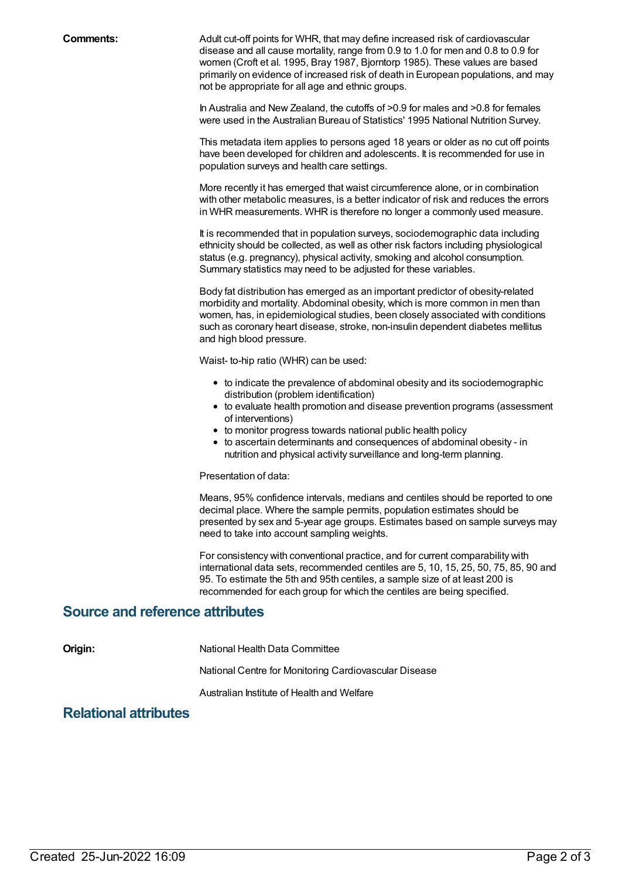**Comments:** Adult cut-off points for WHR, that may define increased risk of cardiovascular disease and all cause mortality, range from 0.9 to 1.0 for men and 0.8 to 0.9 for women (Croft et al. 1995, Bray 1987, Bjorntorp 1985). These values are based primarily on evidence of increased risk of death in European populations, and may not be appropriate for all age and ethnic groups.

In Australia and New Zealand, the cutoffs of >0.9 for males and >0.8 for females were used in the Australian Bureau of Statistics' 1995 National Nutrition Survey.

This metadata item applies to persons aged 18 years or older as no cut off points have been developed for children and adolescents. It is recommended for use in population surveys and health care settings.

More recently it has emerged that waist circumference alone, or in combination with other metabolic measures, is a better indicator of risk and reduces the errors in WHR measurements. WHR is therefore no longer a commonly used measure.

It is recommended that in population surveys, sociodemographic data including ethnicity should be collected, as well as other risk factors including physiological status (e.g. pregnancy), physical activity, smoking and alcohol consumption. Summary statistics may need to be adjusted for these variables.

Body fat distribution has emerged as an important predictor of obesity-related morbidity and mortality. Abdominal obesity, which is more common in men than women, has, in epidemiological studies, been closely associated with conditions such as coronary heart disease, stroke, non-insulin dependent diabetes mellitus and high blood pressure.

Waist- to-hip ratio (WHR) can be used:

- to indicate the prevalence of abdominal obesity and its sociodemographic distribution (problem identification)
- to evaluate health promotion and disease prevention programs (assessment of interventions)
- to monitor progress towards national public health policy
- to ascertain determinants and consequences of abdominal obesity - in nutrition and physical activity surveillance and long-term planning.

Presentation of data:

Means, 95% confidence intervals, medians and centiles should be reported to one decimal place. Where the sample permits, population estimates should be presented by sex and 5-year age groups. Estimates based on sample surveys may need to take into account sampling weights.

For consistency with conventional practice, and for current comparability with international data sets, recommended centiles are 5, 10, 15, 25, 50, 75, 85, 90 and 95. To estimate the 5th and 95th centiles, a sample size of at least 200 is recommended for each group for which the centiles are being specified.

## Source and reference attributes

**Origin:** National Health Data Committee

National Centre for Monitoring Cardiovascular Disease

Australian Institute of Health and Welfare

## Relational attributes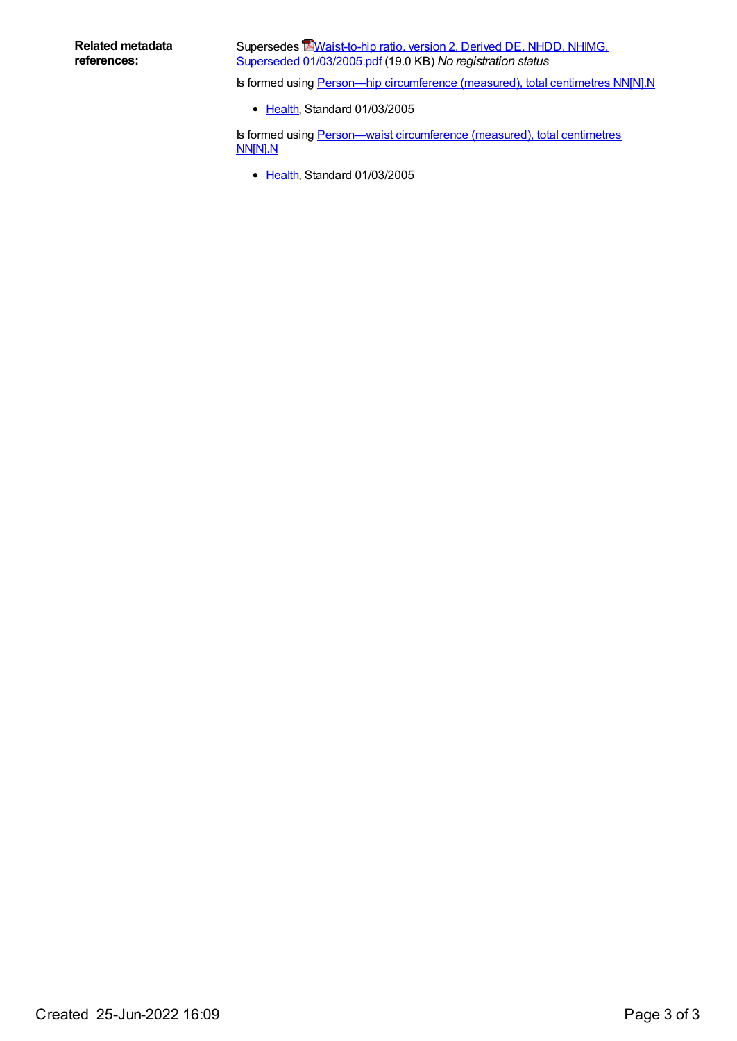**Related metadata references:**

Supersedes Waist-to-hip ratio, version 2, Derived DE, NHDD, NHIMG, Superseded 01/03/2005.pdf (19.0 KB) *No registration status*

Is formed using Person—hip circumference (measured), total centimetres NN[N].N

- Health, Standard 01/03/2005

Is formed using Person—waist circumference (measured), total centimetres NN[N].N

- Health, Standard 01/03/2005